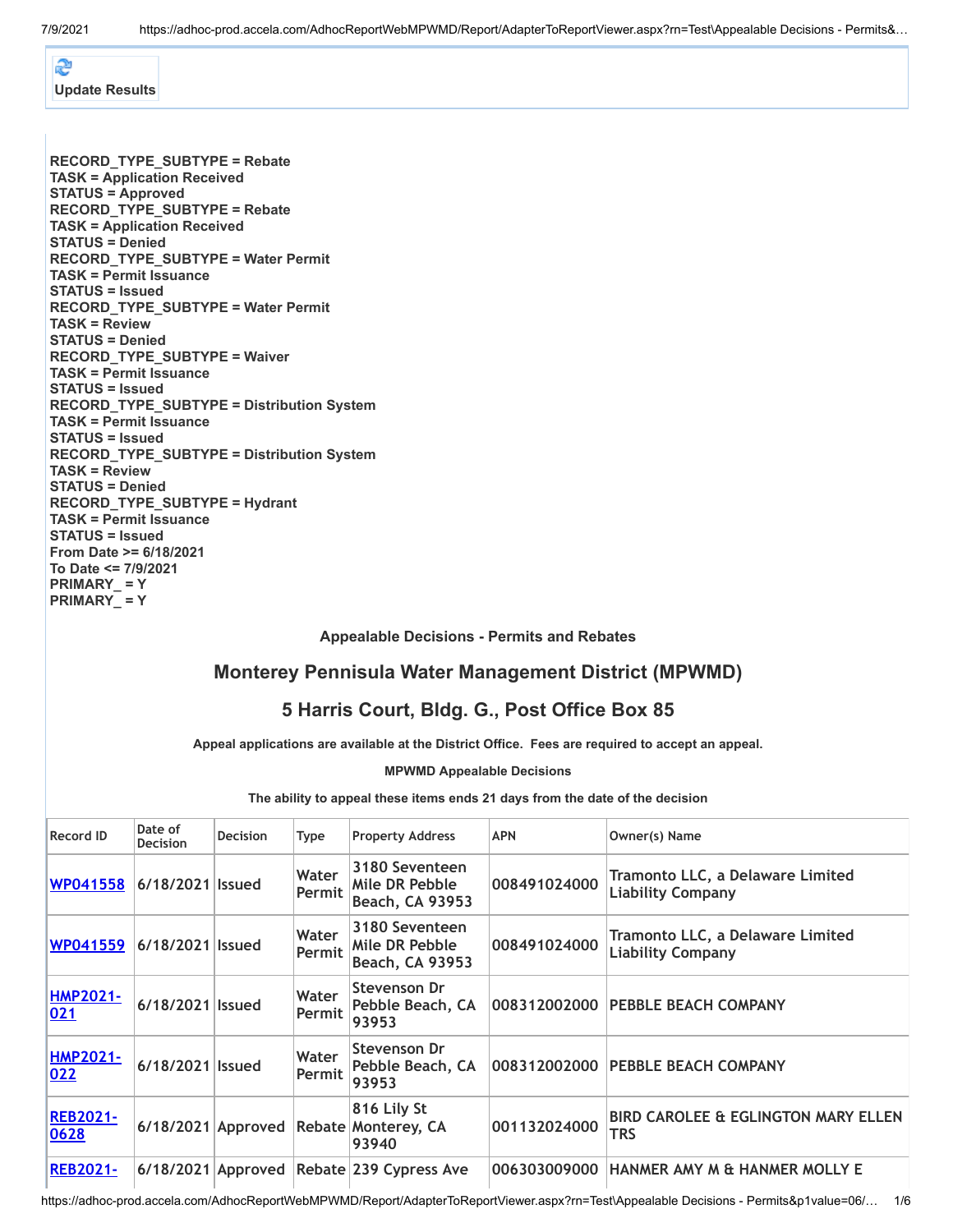Update Results

**RECORD_TYPE_SUBTYPE = Rebate**
**TASK = Application Received**
**STATUS = Approved**
**RECORD_TYPE_SUBTYPE = Rebate**
**TASK = Application Received**
**STATUS = Denied**
**RECORD_TYPE_SUBTYPE = Water Permit**
**TASK = Permit Issuance**
**STATUS = Issued**
**RECORD_TYPE_SUBTYPE = Water Permit**
**TASK = Review**
**STATUS = Denied**
**RECORD_TYPE_SUBTYPE = Waiver**
**TASK = Permit Issuance**
**STATUS = Issued**
**RECORD_TYPE_SUBTYPE = Distribution System**
**TASK = Permit Issuance**
**STATUS = Issued**
**RECORD_TYPE_SUBTYPE = Distribution System**
**TASK = Review**
**STATUS = Denied**
**RECORD_TYPE_SUBTYPE = Hydrant**
**TASK = Permit Issuance**
**STATUS = Issued**
**From Date >= 6/18/2021**
**To Date <= 7/9/2021**
**PRIMARY_ = Y**
**PRIMARY_ = Y**

### Appealable Decisions - Permits and Rebates

## Monterey Pennisula Water Management District (MPWMD)

## 5 Harris Court, Bldg. G., Post Office Box 85

**Appeal applications are available at the District Office. Fees are required to accept an appeal.**

**MPWMD Appealable Decisions**

**The ability to appeal these items ends 21 days from the date of the decision**

| Record ID | Date of Decision | Decision | Type | Property Address | APN | Owner(s) Name |
|---|---|---|---|---|---|---|
| WP041558 | 6/18/2021 | Issued | Water Permit | 3180 Seventeen Mile DR Pebble Beach, CA 93953 | 008491024000 | Tramonto LLC, a Delaware Limited Liability Company |
| WP041559 | 6/18/2021 | Issued | Water Permit | 3180 Seventeen Mile DR Pebble Beach, CA 93953 | 008491024000 | Tramonto LLC, a Delaware Limited Liability Company |
| HMP2021-021 | 6/18/2021 | Issued | Water Permit | Stevenson Dr Pebble Beach, CA 93953 | 008312002000 | PEBBLE BEACH COMPANY |
| HMP2021-022 | 6/18/2021 | Issued | Water Permit | Stevenson Dr Pebble Beach, CA 93953 | 008312002000 | PEBBLE BEACH COMPANY |
| REB2021-0628 | 6/18/2021 | Approved | Rebate | 816 Lily St Monterey, CA 93940 | 001132024000 | BIRD CAROLEE & EGLINGTON MARY ELLEN TRS |
| REB2021- | 6/18/2021 | Approved | Rebate | 239 Cypress Ave | 006303009000 | HANMER AMY M & HANMER MOLLY E |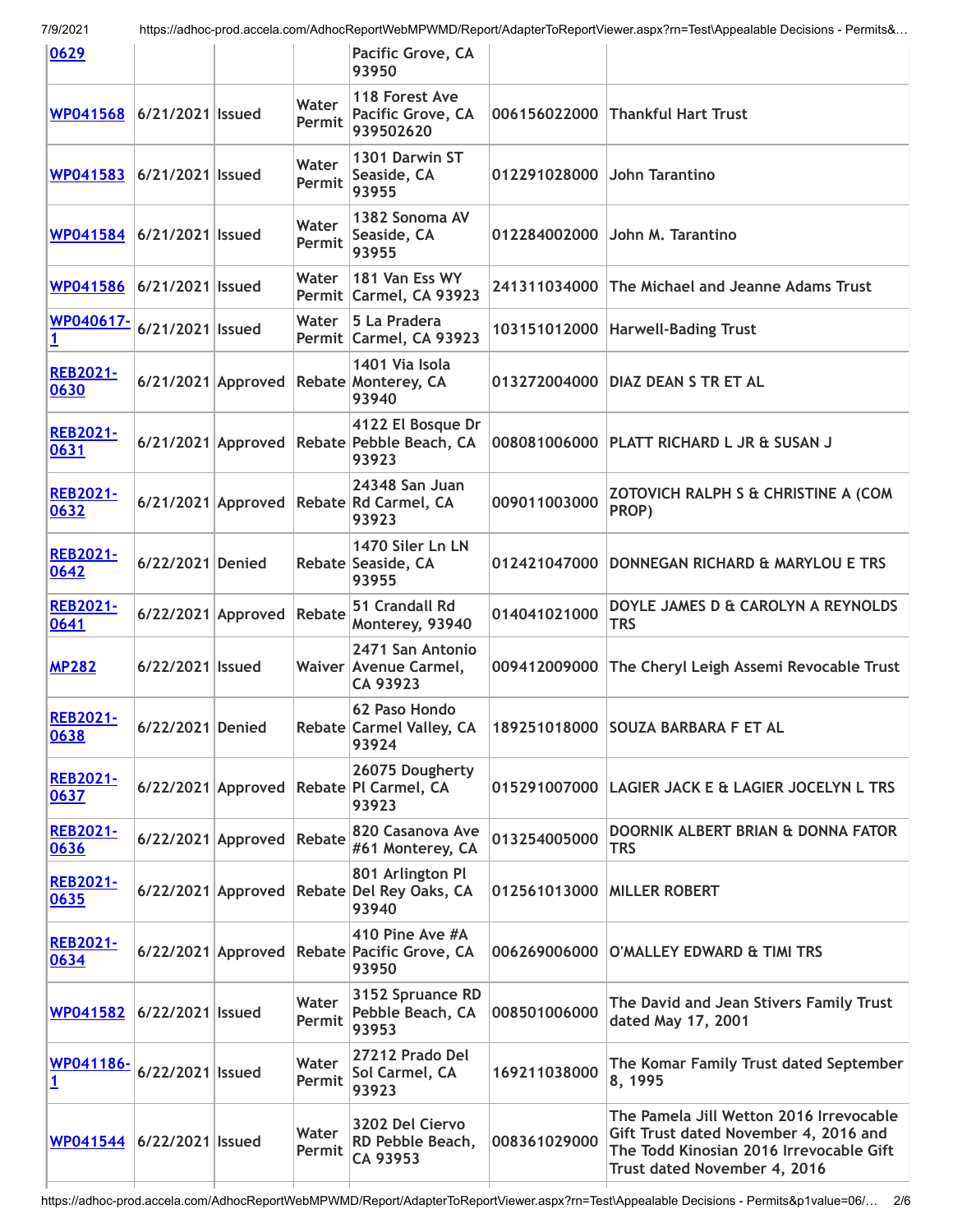| | | | | | | |
|---|---|---|---|---|---|---|
| 0629 | | | | Pacific Grove, CA 93950 | | |
| WP041568 | 6/21/2021 | Issued | Water Permit | 118 Forest Ave Pacific Grove, CA 939502620 | 006156022000 | Thankful Hart Trust |
| WP041583 | 6/21/2021 | Issued | Water Permit | 1301 Darwin ST Seaside, CA 93955 | 012291028000 | John Tarantino |
| WP041584 | 6/21/2021 | Issued | Water Permit | 1382 Sonoma AV Seaside, CA 93955 | 012284002000 | John M. Tarantino |
| WP041586 | 6/21/2021 | Issued | Water Permit | 181 Van Ess WY Carmel, CA 93923 | 241311034000 | The Michael and Jeanne Adams Trust |
| WP040617-1 | 6/21/2021 | Issued | Water Permit | 5 La Pradera Carmel, CA 93923 | 103151012000 | Harwell-Bading Trust |
| REB2021-0630 | 6/21/2021 | Approved | Rebate | 1401 Via Isola Monterey, CA 93940 | 013272004000 | DIAZ DEAN S TR ET AL |
| REB2021-0631 | 6/21/2021 | Approved | Rebate | 4122 El Bosque Dr Pebble Beach, CA 93923 | 008081006000 | PLATT RICHARD L JR & SUSAN J |
| REB2021-0632 | 6/21/2021 | Approved | Rebate | 24348 San Juan Rd Carmel, CA 93923 | 009011003000 | ZOTOVICH RALPH S & CHRISTINE A (COM PROP) |
| REB2021-0642 | 6/22/2021 | Denied | Rebate | 1470 Siler Ln LN Seaside, CA 93955 | 012421047000 | DONNEGAN RICHARD & MARYLOU E TRS |
| REB2021-0641 | 6/22/2021 | Approved | Rebate | 51 Crandall Rd Monterey, 93940 | 014041021000 | DOYLE JAMES D & CAROLYN A REYNOLDS TRS |
| MP282 | 6/22/2021 | Issued | Waiver | 2471 San Antonio Avenue Carmel, CA 93923 | 009412009000 | The Cheryl Leigh Assemi Revocable Trust |
| REB2021-0638 | 6/22/2021 | Denied | Rebate | 62 Paso Hondo Carmel Valley, CA 93924 | 189251018000 | SOUZA BARBARA F ET AL |
| REB2021-0637 | 6/22/2021 | Approved | Rebate | 26075 Dougherty Pl Carmel, CA 93923 | 015291007000 | LAGIER JACK E & LAGIER JOCELYN L TRS |
| REB2021-0636 | 6/22/2021 | Approved | Rebate | 820 Casanova Ave #61 Monterey, CA | 013254005000 | DOORNIK ALBERT BRIAN & DONNA FATOR TRS |
| REB2021-0635 | 6/22/2021 | Approved | Rebate | 801 Arlington Pl Del Rey Oaks, CA 93940 | 012561013000 | MILLER ROBERT |
| REB2021-0634 | 6/22/2021 | Approved | Rebate | 410 Pine Ave #A Pacific Grove, CA 93950 | 006269006000 | O'MALLEY EDWARD & TIMI TRS |
| WP041582 | 6/22/2021 | Issued | Water Permit | 3152 Spruance RD Pebble Beach, CA 93953 | 008501006000 | The David and Jean Stivers Family Trust dated May 17, 2001 |
| WP041186-1 | 6/22/2021 | Issued | Water Permit | 27212 Prado Del Sol Carmel, CA 93923 | 169211038000 | The Komar Family Trust dated September 8, 1995 |
| WP041544 | 6/22/2021 | Issued | Water Permit | 3202 Del Ciervo RD Pebble Beach, CA 93953 | 008361029000 | The Pamela Jill Wetton 2016 Irrevocable Gift Trust dated November 4, 2016 and The Todd Kinosian 2016 Irrevocable Gift Trust dated November 4, 2016 |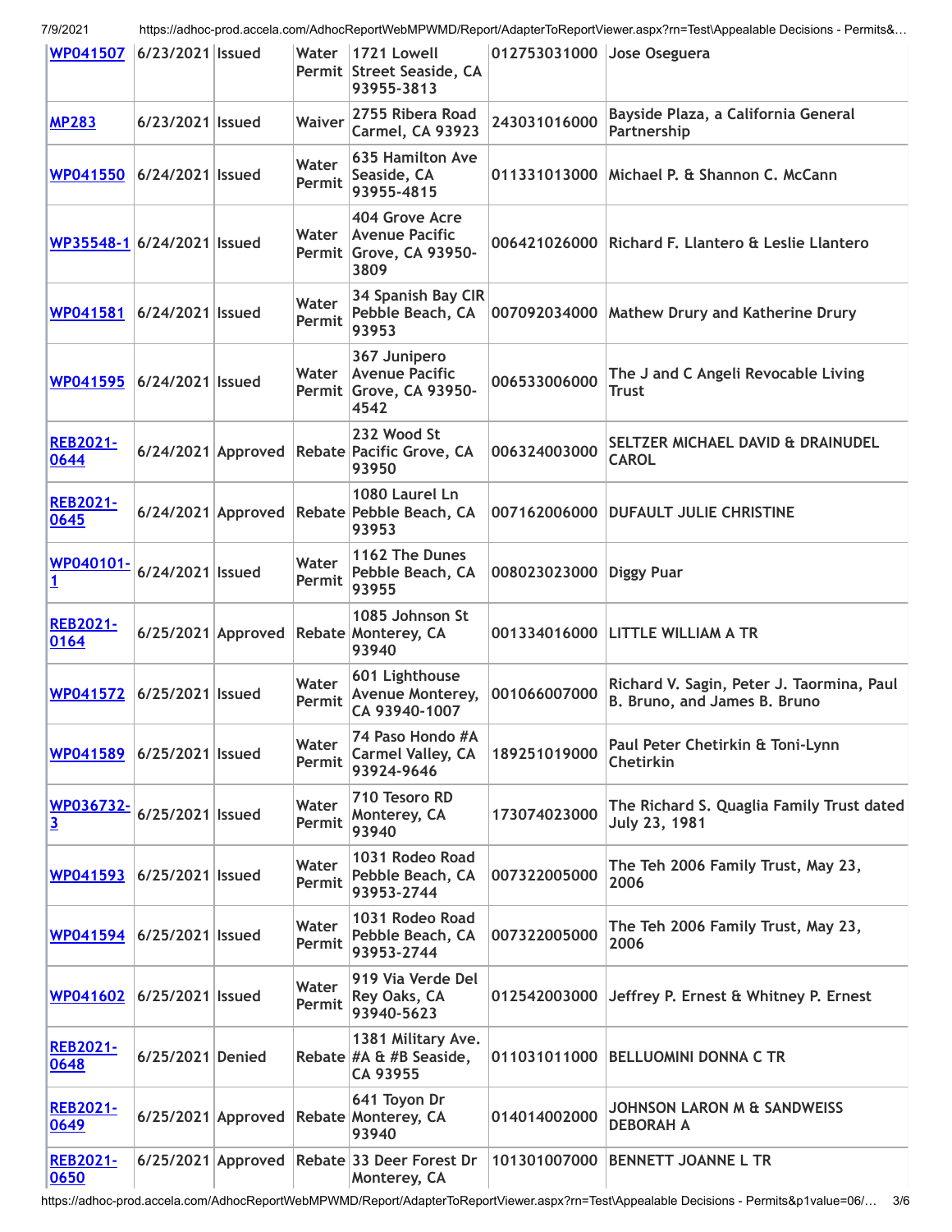| WP041507 | 6/23/2021 | Issued | Water Permit | 1721 Lowell Street Seaside, CA 93955-3813 | 012753031000 | Jose Oseguera |
|---|---|---|---|---|---|---|
| MP283 | 6/23/2021 | Issued | Waiver | 2755 Ribera Road Carmel, CA 93923 | 243031016000 | Bayside Plaza, a California General Partnership |
| WP041550 | 6/24/2021 | Issued | Water Permit | 635 Hamilton Ave Seaside, CA 93955-4815 | 011331013000 | Michael P. & Shannon C. McCann |
| WP35548-1 | 6/24/2021 | Issued | Water Permit | 404 Grove Acre Avenue Pacific Grove, CA 93950-3809 | 006421026000 | Richard F. Llantero & Leslie Llantero |
| WP041581 | 6/24/2021 | Issued | Water Permit | 34 Spanish Bay CIR Pebble Beach, CA 93953 | 007092034000 | Mathew Drury and Katherine Drury |
| WP041595 | 6/24/2021 | Issued | Water Permit | 367 Junipero Avenue Pacific Grove, CA 93950-4542 | 006533006000 | The J and C Angeli Revocable Living Trust |
| REB2021-0644 | 6/24/2021 | Approved | Rebate | 232 Wood St Pacific Grove, CA 93950 | 006324003000 | SELTZER MICHAEL DAVID & DRAINUDEL CAROL |
| REB2021-0645 | 6/24/2021 | Approved | Rebate | 1080 Laurel Ln Pebble Beach, CA 93953 | 007162006000 | DUFAULT JULIE CHRISTINE |
| WP040101-1 | 6/24/2021 | Issued | Water Permit | 1162 The Dunes Pebble Beach, CA 93955 | 008023023000 | Diggy Puar |
| REB2021-0164 | 6/25/2021 | Approved | Rebate | 1085 Johnson St Monterey, CA 93940 | 001334016000 | LITTLE WILLIAM A TR |
| WP041572 | 6/25/2021 | Issued | Water Permit | 601 Lighthouse Avenue Monterey, CA 93940-1007 | 001066007000 | Richard V. Sagin, Peter J. Taormina, Paul B. Bruno, and James B. Bruno |
| WP041589 | 6/25/2021 | Issued | Water Permit | 74 Paso Hondo #A Carmel Valley, CA 93924-9646 | 189251019000 | Paul Peter Chetirkin & Toni-Lynn Chetirkin |
| WP036732-3 | 6/25/2021 | Issued | Water Permit | 710 Tesoro RD Monterey, CA 93940 | 173074023000 | The Richard S. Quaglia Family Trust dated July 23, 1981 |
| WP041593 | 6/25/2021 | Issued | Water Permit | 1031 Rodeo Road Pebble Beach, CA 93953-2744 | 007322005000 | The Teh 2006 Family Trust, May 23, 2006 |
| WP041594 | 6/25/2021 | Issued | Water Permit | 1031 Rodeo Road Pebble Beach, CA 93953-2744 | 007322005000 | The Teh 2006 Family Trust, May 23, 2006 |
| WP041602 | 6/25/2021 | Issued | Water Permit | 919 Via Verde Del Rey Oaks, CA 93940-5623 | 012542003000 | Jeffrey P. Ernest & Whitney P. Ernest |
| REB2021-0648 | 6/25/2021 | Denied | Rebate | 1381 Military Ave. #A & #B Seaside, CA 93955 | 011031011000 | BELLUOMINI DONNA C TR |
| REB2021-0649 | 6/25/2021 | Approved | Rebate | 641 Toyon Dr Monterey, CA 93940 | 014014002000 | JOHNSON LARON M & SANDWEISS DEBORAH A |
| REB2021-0650 | 6/25/2021 | Approved | Rebate | 33 Deer Forest Dr Monterey, CA | 101301007000 | BENNETT JOANNE L TR |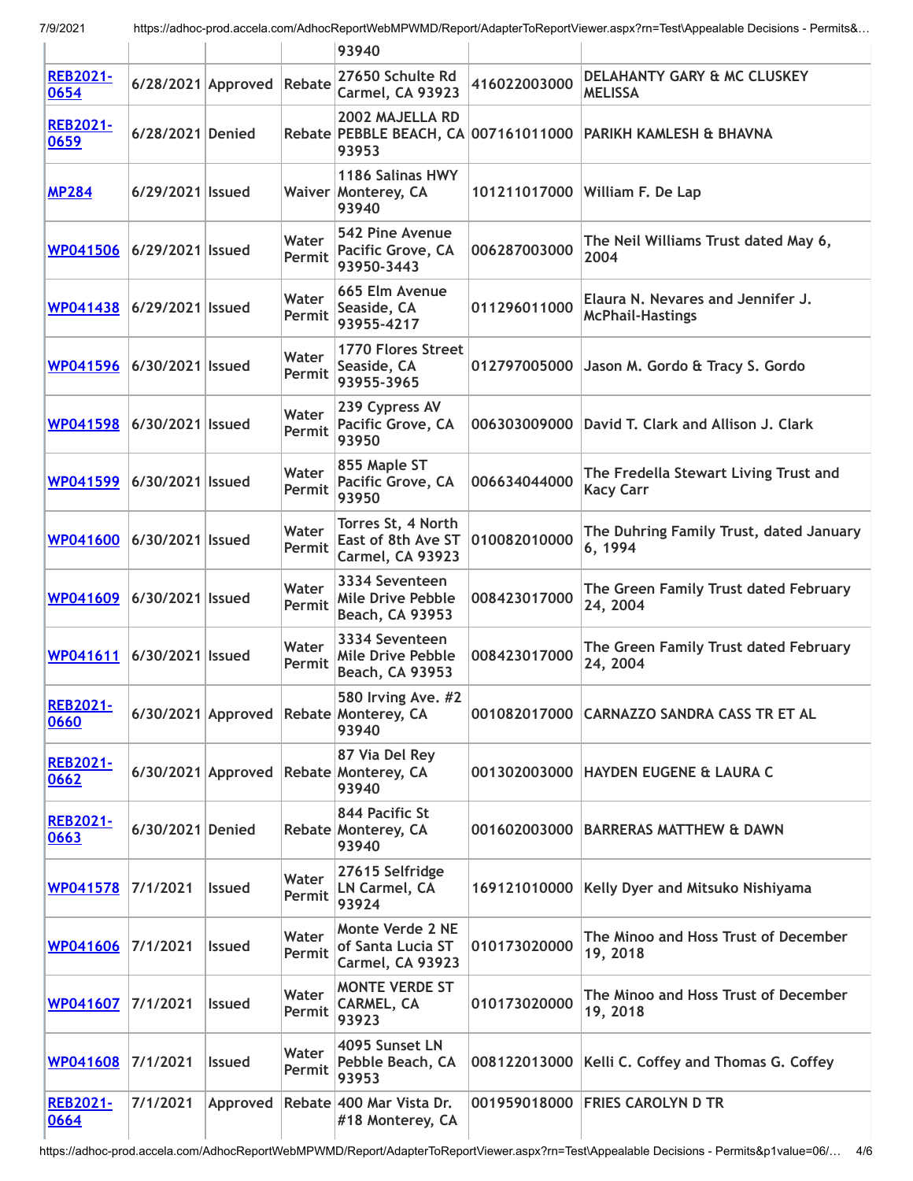| | | | | 93940 | | |
|---|---|---|---|---|---|---|
| REB2021-0654 | 6/28/2021 | Approved | Rebate | 27650 Schulte Rd Carmel, CA 93923 | 416022003000 | DELAHANTY GARY & MC CLUSKEY MELISSA |
| REB2021-0659 | 6/28/2021 | Denied | Rebate | 2002 MAJELLA RD PEBBLE BEACH, CA 93953 | 007161011000 | PARIKH KAMLESH & BHAVNA |
| MP284 | 6/29/2021 | Issued | Waiver | 1186 Salinas HWY Monterey, CA 93940 | 101211017000 | William F. De Lap |
| WP041506 | 6/29/2021 | Issued | Water Permit | 542 Pine Avenue Pacific Grove, CA 93950-3443 | 006287003000 | The Neil Williams Trust dated May 6, 2004 |
| WP041438 | 6/29/2021 | Issued | Water Permit | 665 Elm Avenue Seaside, CA 93955-4217 | 011296011000 | Elaura N. Nevares and Jennifer J. McPhail-Hastings |
| WP041596 | 6/30/2021 | Issued | Water Permit | 1770 Flores Street Seaside, CA 93955-3965 | 012797005000 | Jason M. Gordo & Tracy S. Gordo |
| WP041598 | 6/30/2021 | Issued | Water Permit | 239 Cypress AV Pacific Grove, CA 93950 | 006303009000 | David T. Clark and Allison J. Clark |
| WP041599 | 6/30/2021 | Issued | Water Permit | 855 Maple ST Pacific Grove, CA 93950 | 006634044000 | The Fredella Stewart Living Trust and Kacy Carr |
| WP041600 | 6/30/2021 | Issued | Water Permit | Torres St, 4 North East of 8th Ave ST Carmel, CA 93923 | 010082010000 | The Duhring Family Trust, dated January 6, 1994 |
| WP041609 | 6/30/2021 | Issued | Water Permit | 3334 Seventeen Mile Drive Pebble Beach, CA 93953 | 008423017000 | The Green Family Trust dated February 24, 2004 |
| WP041611 | 6/30/2021 | Issued | Water Permit | 3334 Seventeen Mile Drive Pebble Beach, CA 93953 | 008423017000 | The Green Family Trust dated February 24, 2004 |
| REB2021-0660 | 6/30/2021 | Approved | Rebate | 580 Irving Ave. #2 Monterey, CA 93940 | 001082017000 | CARNAZZO SANDRA CASS TR ET AL |
| REB2021-0662 | 6/30/2021 | Approved | Rebate | 87 Via Del Rey Monterey, CA 93940 | 001302003000 | HAYDEN EUGENE & LAURA C |
| REB2021-0663 | 6/30/2021 | Denied | Rebate | 844 Pacific St Monterey, CA 93940 | 001602003000 | BARRERAS MATTHEW & DAWN |
| WP041578 | 7/1/2021 | Issued | Water Permit | 27615 Selfridge LN Carmel, CA 93924 | 169121010000 | Kelly Dyer and Mitsuko Nishiyama |
| WP041606 | 7/1/2021 | Issued | Water Permit | Monte Verde 2 NE of Santa Lucia ST Carmel, CA 93923 | 010173020000 | The Minoo and Hoss Trust of December 19, 2018 |
| WP041607 | 7/1/2021 | Issued | Water Permit | MONTE VERDE ST CARMEL, CA 93923 | 010173020000 | The Minoo and Hoss Trust of December 19, 2018 |
| WP041608 | 7/1/2021 | Issued | Water Permit | 4095 Sunset LN Pebble Beach, CA 93953 | 008122013000 | Kelli C. Coffey and Thomas G. Coffey |
| REB2021-0664 | 7/1/2021 | Approved | Rebate | 400 Mar Vista Dr. #18 Monterey, CA | 001959018000 | FRIES CAROLYN D TR |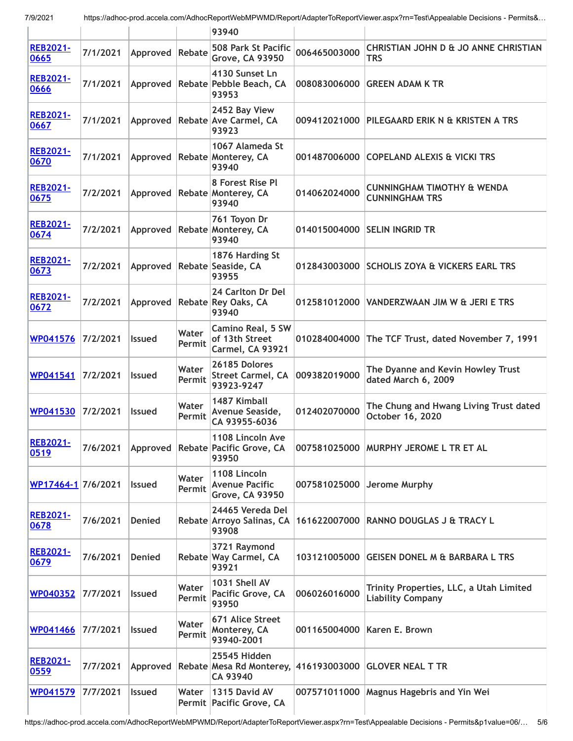| | | | | 93940 | | |
|---|---|---|---|---|---|---|
| REB2021-0665 | 7/1/2021 | Approved | Rebate | 508 Park St Pacific Grove, CA 93950 | 006465003000 | CHRISTIAN JOHN D & JO ANNE CHRISTIAN TRS |
| REB2021-0666 | 7/1/2021 | Approved | Rebate | 4130 Sunset Ln Pebble Beach, CA 93953 | 008083006000 | GREEN ADAM K TR |
| REB2021-0667 | 7/1/2021 | Approved | Rebate | 2452 Bay View Ave Carmel, CA 93923 | 009412021000 | PILEGAARD ERIK N & KRISTEN A TRS |
| REB2021-0670 | 7/1/2021 | Approved | Rebate | 1067 Alameda St Monterey, CA 93940 | 001487006000 | COPELAND ALEXIS & VICKI TRS |
| REB2021-0675 | 7/2/2021 | Approved | Rebate | 8 Forest Rise Pl Monterey, CA 93940 | 014062024000 | CUNNINGHAM TIMOTHY & WENDA CUNNINGHAM TRS |
| REB2021-0674 | 7/2/2021 | Approved | Rebate | 761 Toyon Dr Monterey, CA 93940 | 014015004000 | SELIN INGRID TR |
| REB2021-0673 | 7/2/2021 | Approved | Rebate | 1876 Harding St Seaside, CA 93955 | 012843003000 | SCHOLIS ZOYA & VICKERS EARL TRS |
| REB2021-0672 | 7/2/2021 | Approved | Rebate | 24 Carlton Dr Del Rey Oaks, CA 93940 | 012581012000 | VANDERZWAAN JIM W & JERI E TRS |
| WP041576 | 7/2/2021 | Issued | Water Permit | Camino Real, 5 SW of 13th Street Carmel, CA 93921 | 010284004000 | The TCF Trust, dated November 7, 1991 |
| WP041541 | 7/2/2021 | Issued | Water Permit | 26185 Dolores Street Carmel, CA 93923-9247 | 009382019000 | The Dyanne and Kevin Howley Trust dated March 6, 2009 |
| WP041530 | 7/2/2021 | Issued | Water Permit | 1487 Kimball Avenue Seaside, CA 93955-6036 | 012402070000 | The Chung and Hwang Living Trust dated October 16, 2020 |
| REB2021-0519 | 7/6/2021 | Approved | Rebate | 1108 Lincoln Ave Pacific Grove, CA 93950 | 007581025000 | MURPHY JEROME L TR ET AL |
| WP17464-1 | 7/6/2021 | Issued | Water Permit | 1108 Lincoln Avenue Pacific Grove, CA 93950 | 007581025000 | Jerome Murphy |
| REB2021-0678 | 7/6/2021 | Denied | Rebate | 24465 Vereda Del Arroyo Salinas, CA 93908 | 161622007000 | RANNO DOUGLAS J & TRACY L |
| REB2021-0679 | 7/6/2021 | Denied | Rebate | 3721 Raymond Way Carmel, CA 93921 | 103121005000 | GEISEN DONEL M & BARBARA L TRS |
| WP040352 | 7/7/2021 | Issued | Water Permit | 1031 Shell AV Pacific Grove, CA 93950 | 006026016000 | Trinity Properties, LLC, a Utah Limited Liability Company |
| WP041466 | 7/7/2021 | Issued | Water Permit | 671 Alice Street Monterey, CA 93940-2001 | 001165004000 | Karen E. Brown |
| REB2021-0559 | 7/7/2021 | Approved | Rebate | 25545 Hidden Mesa Rd Monterey, CA 93940 | 416193003000 | GLOVER NEAL T TR |
| WP041579 | 7/7/2021 | Issued | Water Permit | 1315 David AV Pacific Grove, CA | 007571011000 | Magnus Hagebris and Yin Wei |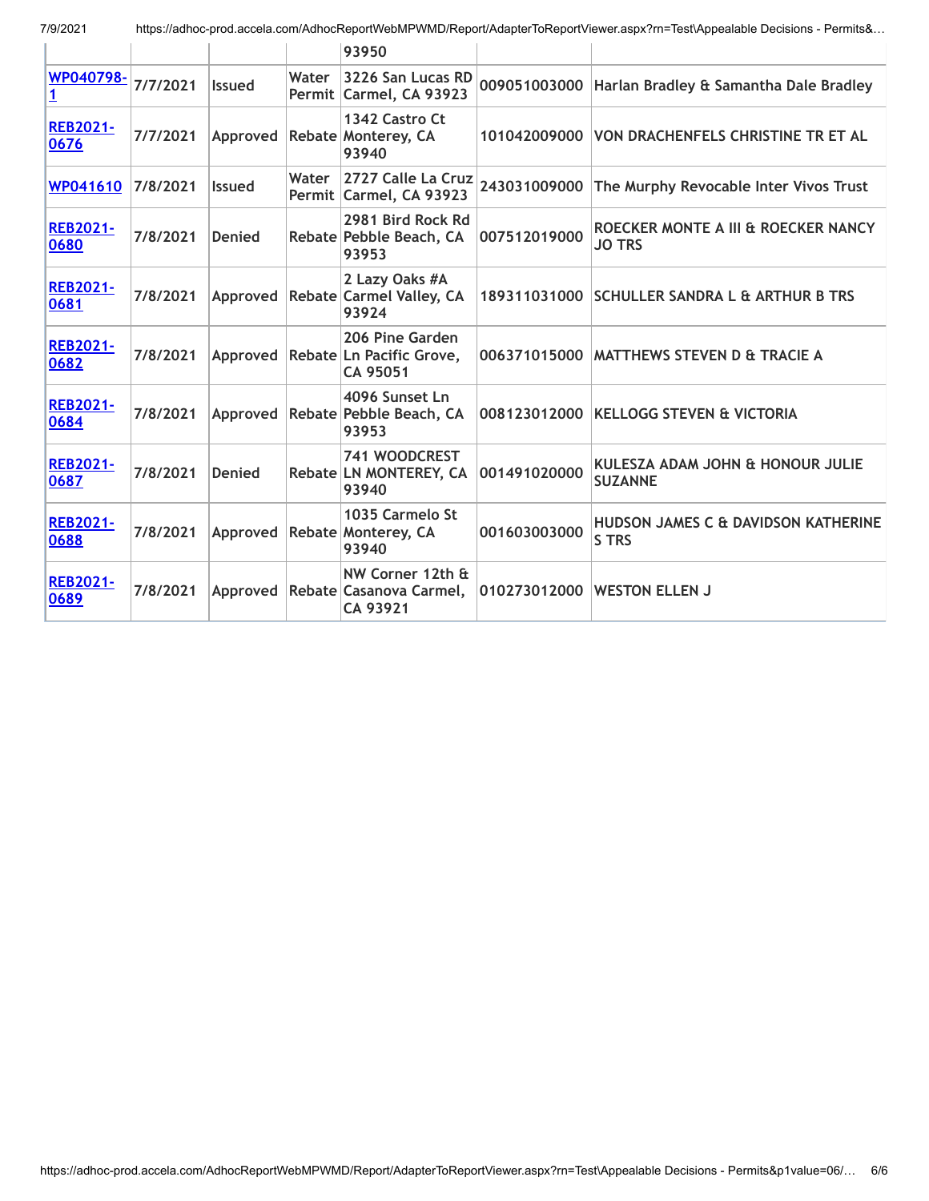| | | | | | | |
|---|---|---|---|---|---|---|
| | | | | 93950 | | |
| WP040798-1 | 7/7/2021 | Issued | Water Permit | 3226 San Lucas RD Carmel, CA 93923 | 009051003000 | Harlan Bradley & Samantha Dale Bradley |
| REB2021-0676 | 7/7/2021 | Approved | Rebate | 1342 Castro Ct Monterey, CA 93940 | 101042009000 | VON DRACHENFELS CHRISTINE TR ET AL |
| WP041610 | 7/8/2021 | Issued | Water Permit | 2727 Calle La Cruz Carmel, CA 93923 | 243031009000 | The Murphy Revocable Inter Vivos Trust |
| REB2021-0680 | 7/8/2021 | Denied | Rebate | 2981 Bird Rock Rd Pebble Beach, CA 93953 | 007512019000 | ROECKER MONTE A III & ROECKER NANCY JO TRS |
| REB2021-0681 | 7/8/2021 | Approved | Rebate | 2 Lazy Oaks #A Carmel Valley, CA 93924 | 189311031000 | SCHULLER SANDRA L & ARTHUR B TRS |
| REB2021-0682 | 7/8/2021 | Approved | Rebate | 206 Pine Garden Ln Pacific Grove, CA 95051 | 006371015000 | MATTHEWS STEVEN D & TRACIE A |
| REB2021-0684 | 7/8/2021 | Approved | Rebate | 4096 Sunset Ln Pebble Beach, CA 93953 | 008123012000 | KELLOGG STEVEN & VICTORIA |
| REB2021-0687 | 7/8/2021 | Denied | Rebate | 741 WOODCREST LN MONTEREY, CA 93940 | 001491020000 | KULESZA ADAM JOHN & HONOUR JULIE SUZANNE |
| REB2021-0688 | 7/8/2021 | Approved | Rebate | 1035 Carmelo St Monterey, CA 93940 | 001603003000 | HUDSON JAMES C & DAVIDSON KATHERINE S TRS |
| REB2021-0689 | 7/8/2021 | Approved | Rebate | NW Corner 12th & Casanova Carmel, CA 93921 | 010273012000 | WESTON ELLEN J |